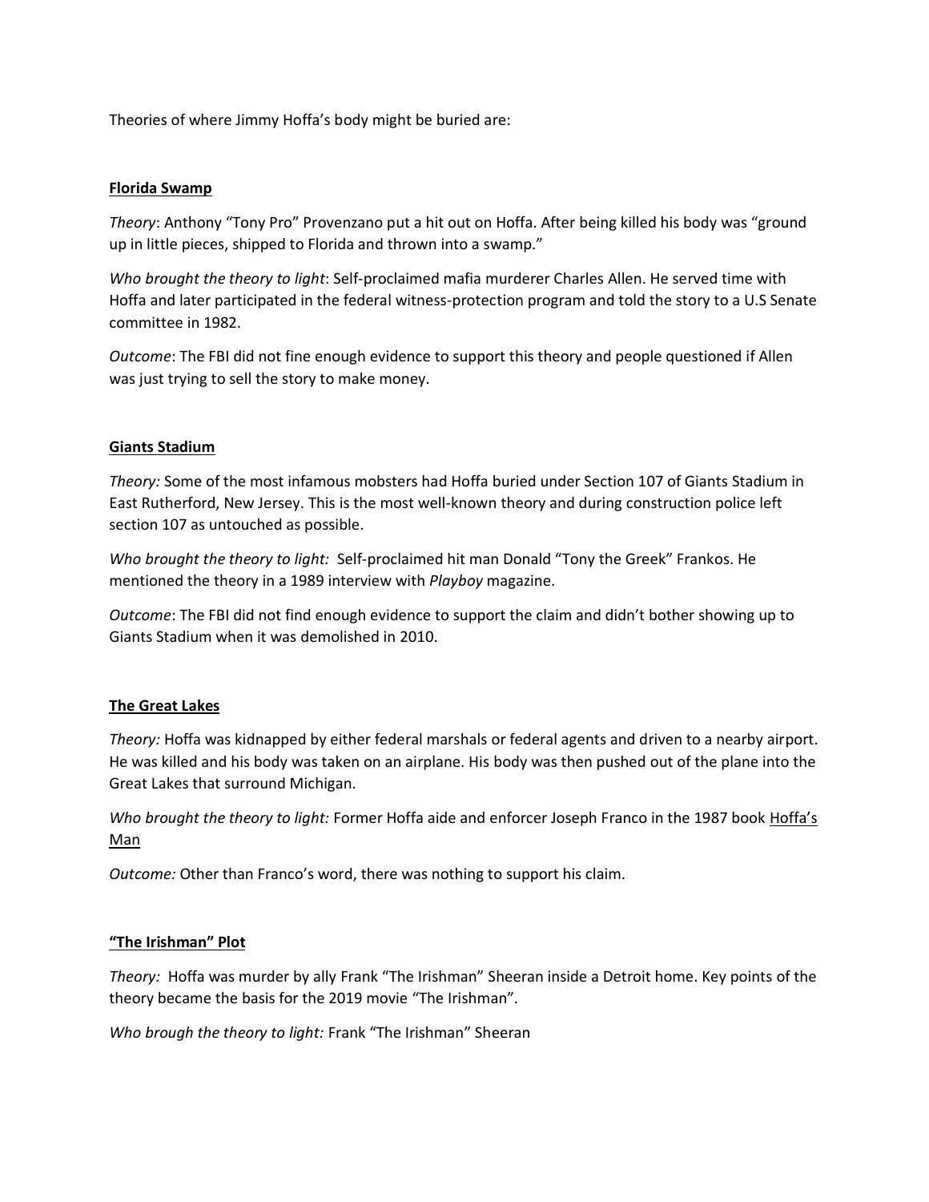Theories of where Jimmy Hoffa's body might be buried are:

## <u>Florida Swamp</u>

*Theory*: Anthony "Tony Pro" Provenzano put a hit out on Hoffa. After being killed his body was "ground up in little pieces, shipped to Florida and thrown into a swamp."

*Who brought the theory to light*: Self-proclaimed mafia murderer Charles Allen. He served time with Hoffa and later participated in the federal witness-protection program and told the story to a U.S Senate committee in 1982.

*Outcome*: The FBI did not fine enough evidence to support this theory and people questioned if Allen was just trying to sell the story to make money.

## <u>Giants Stadium</u>

*Theory:* Some of the most infamous mobsters had Hoffa buried under Section 107 of Giants Stadium in East Rutherford, New Jersey. This is the most well-known theory and during construction police left section 107 as untouched as possible.

*Who brought the theory to light:* Self-proclaimed hit man Donald "Tony the Greek" Frankos. He mentioned the theory in a 1989 interview with *Playboy* magazine.

*Outcome*: The FBI did not find enough evidence to support the claim and didn't bother showing up to Giants Stadium when it was demolished in 2010.

## <u>The Great Lakes</u>

*Theory:* Hoffa was kidnapped by either federal marshals or federal agents and driven to a nearby airport. He was killed and his body was taken on an airplane. His body was then pushed out of the plane into the Great Lakes that surround Michigan.

*Who brought the theory to light:* Former Hoffa aide and enforcer Joseph Franco in the 1987 book <u>Hoffa's Man</u>

*Outcome:* Other than Franco's word, there was nothing to support his claim.

## <u>"The Irishman" Plot</u>

*Theory:* Hoffa was murder by ally Frank "The Irishman" Sheeran inside a Detroit home. Key points of the theory became the basis for the 2019 movie "The Irishman".

*Who brough the theory to light:* Frank "The Irishman" Sheeran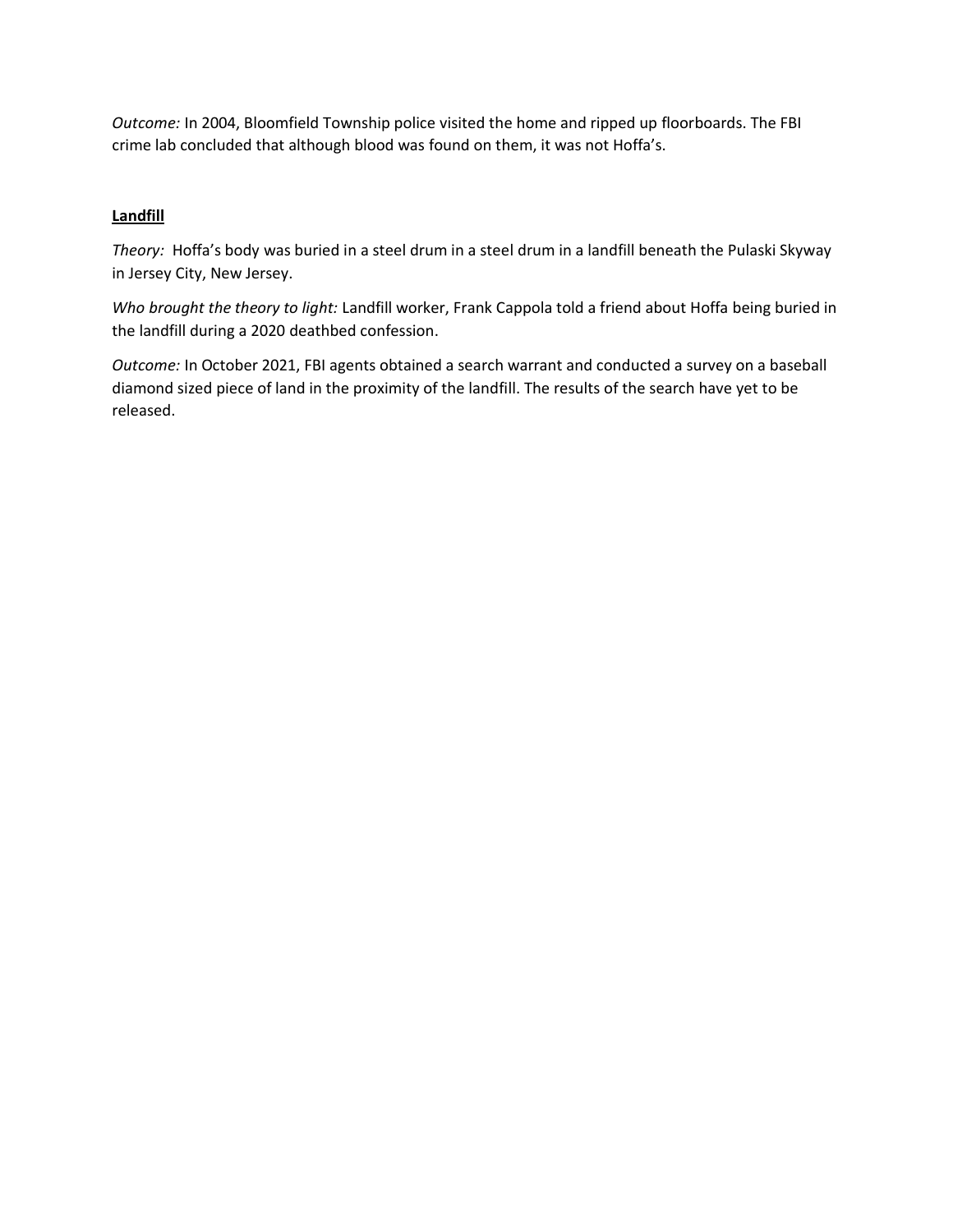*Outcome:* In 2004, Bloomfield Township police visited the home and ripped up floorboards. The FBI crime lab concluded that although blood was found on them, it was not Hoffa's.

**Landfill**

*Theory:* Hoffa's body was buried in a steel drum in a steel drum in a landfill beneath the Pulaski Skyway in Jersey City, New Jersey.

*Who brought the theory to light:* Landfill worker, Frank Cappola told a friend about Hoffa being buried in the landfill during a 2020 deathbed confession.

*Outcome:* In October 2021, FBI agents obtained a search warrant and conducted a survey on a baseball diamond sized piece of land in the proximity of the landfill. The results of the search have yet to be released.